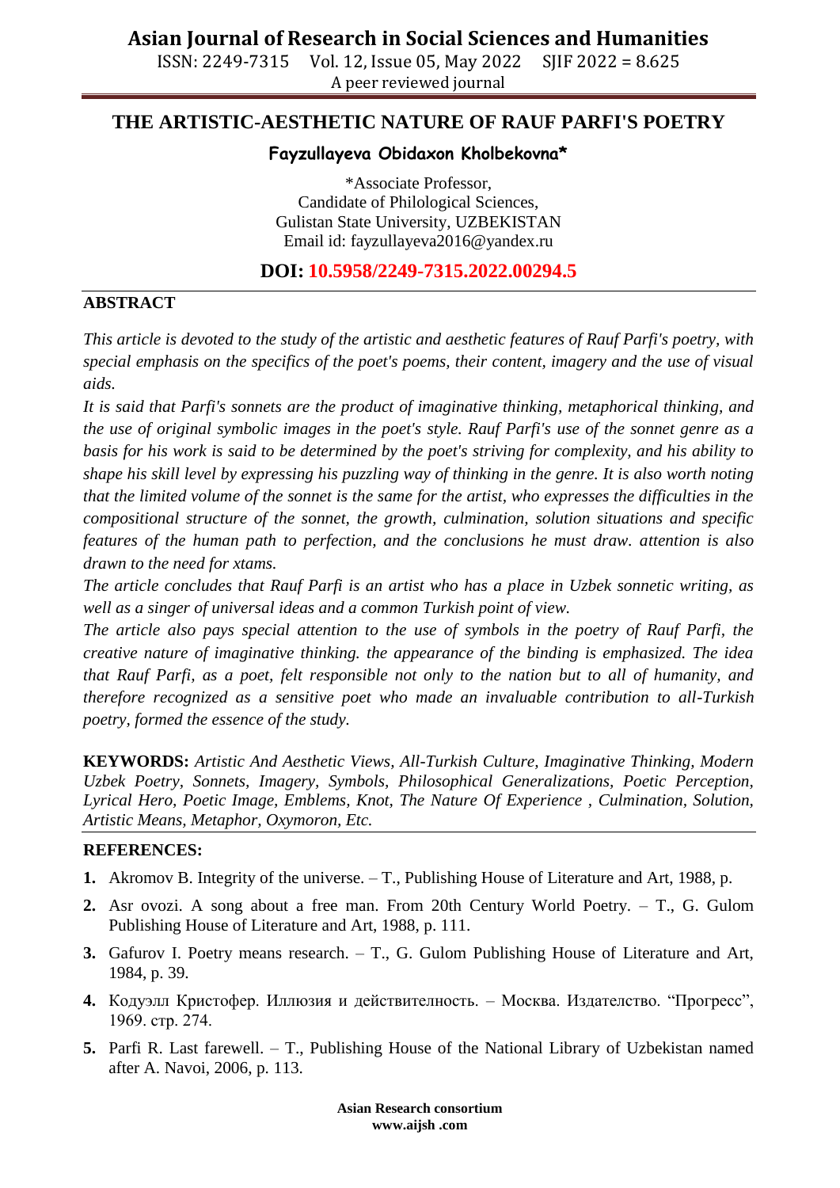# THE ARTISTIC-AESTHETIC NATURE OF RAUF PARFI'S POETRY

**Fayzullayeva Obidaxon Kholbekovna***

*Associate Professor,
Candidate of Philological Sciences,
Gulistan State University, UZBEKISTAN
Email id: fayzullayeva2016@yandex.ru

**DOI: 10.5958/2249-7315.2022.00294.5**

## ABSTRACT

*This article is devoted to the study of the artistic and aesthetic features of Rauf Parfi's poetry, with special emphasis on the specifics of the poet's poems, their content, imagery and the use of visual aids.*

*It is said that Parfi's sonnets are the product of imaginative thinking, metaphorical thinking, and the use of original symbolic images in the poet's style. Rauf Parfi's use of the sonnet genre as a basis for his work is said to be determined by the poet's striving for complexity, and his ability to shape his skill level by expressing his puzzling way of thinking in the genre. It is also worth noting that the limited volume of the sonnet is the same for the artist, who expresses the difficulties in the compositional structure of the sonnet, the growth, culmination, solution situations and specific features of the human path to perfection, and the conclusions he must draw. attention is also drawn to the need for xtams.*

*The article concludes that Rauf Parfi is an artist who has a place in Uzbek sonnetic writing, as well as a singer of universal ideas and a common Turkish point of view.*

*The article also pays special attention to the use of symbols in the poetry of Rauf Parfi, the creative nature of imaginative thinking. the appearance of the binding is emphasized. The idea that Rauf Parfi, as a poet, felt responsible not only to the nation but to all of humanity, and therefore recognized as a sensitive poet who made an invaluable contribution to all-Turkish poetry, formed the essence of the study.*

**KEYWORDS:** *Artistic And Aesthetic Views, All-Turkish Culture, Imaginative Thinking, Modern Uzbek Poetry, Sonnets, Imagery, Symbols, Philosophical Generalizations, Poetic Perception, Lyrical Hero, Poetic Image, Emblems, Knot, The Nature Of Experience , Culmination, Solution, Artistic Means, Metaphor, Oxymoron, Etc.*

## REFERENCES:

1. Akromov B. Integrity of the universe. – T., Publishing House of Literature and Art, 1988, p.
2. Asr ovozi. A song about a free man. From 20th Century World Poetry. – T., G. Gulom Publishing House of Literature and Art, 1988, p. 111.
3. Gafurov I. Poetry means research. – T., G. Gulom Publishing House of Literature and Art, 1984, p. 39.
4. Кодуэлл Кристофер. Иллюзия и действителность. – Москва. Издателство. "Прогресс", 1969. стр. 274.
5. Parfi R. Last farewell. – T., Publishing House of the National Library of Uzbekistan named after A. Navoi, 2006, p. 113.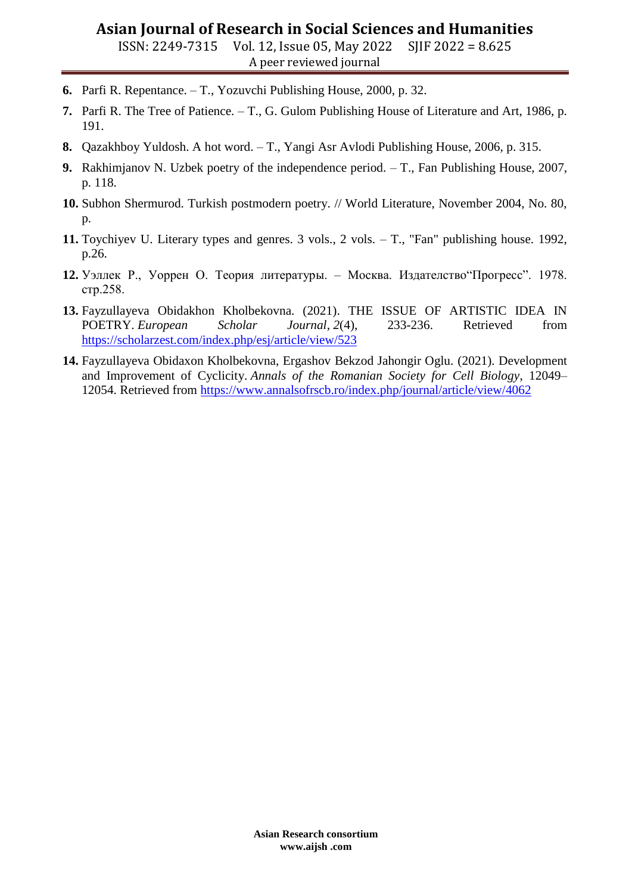6. Parfi R. Repentance. – T., Yozuvchi Publishing House, 2000, p. 32.
7. Parfi R. The Tree of Patience. – T., G. Gulom Publishing House of Literature and Art, 1986, p. 191.
8. Qazakhboy Yuldosh. A hot word. – T., Yangi Asr Avlodi Publishing House, 2006, p. 315.
9. Rakhimjanov N. Uzbek poetry of the independence period. – T., Fan Publishing House, 2007, p. 118.
10. Subhon Shermurod. Turkish postmodern poetry. // World Literature, November 2004, No. 80, p.
11. Toychiyev U. Literary types and genres. 3 vols., 2 vols. – T., "Fan" publishing house. 1992, p.26.
12. Уэллек Р., Уоррен О. Теория литературы. – Москва. Издателство“Прогресс”. 1978. стр.258.
13. Fayzullayeva Obidakhon Kholbekovna. (2021). THE ISSUE OF ARTISTIC IDEA IN POETRY. *European Scholar Journal*, *2*(4), 233-236. Retrieved from https://scholarzest.com/index.php/esj/article/view/523
14. Fayzullayeva Obidaxon Kholbekovna, Ergashov Bekzod Jahongir Oglu. (2021). Development and Improvement of Cyclicity. *Annals of the Romanian Society for Cell Biology*, 12049–12054. Retrieved from https://www.annalsofrscb.ro/index.php/journal/article/view/4062